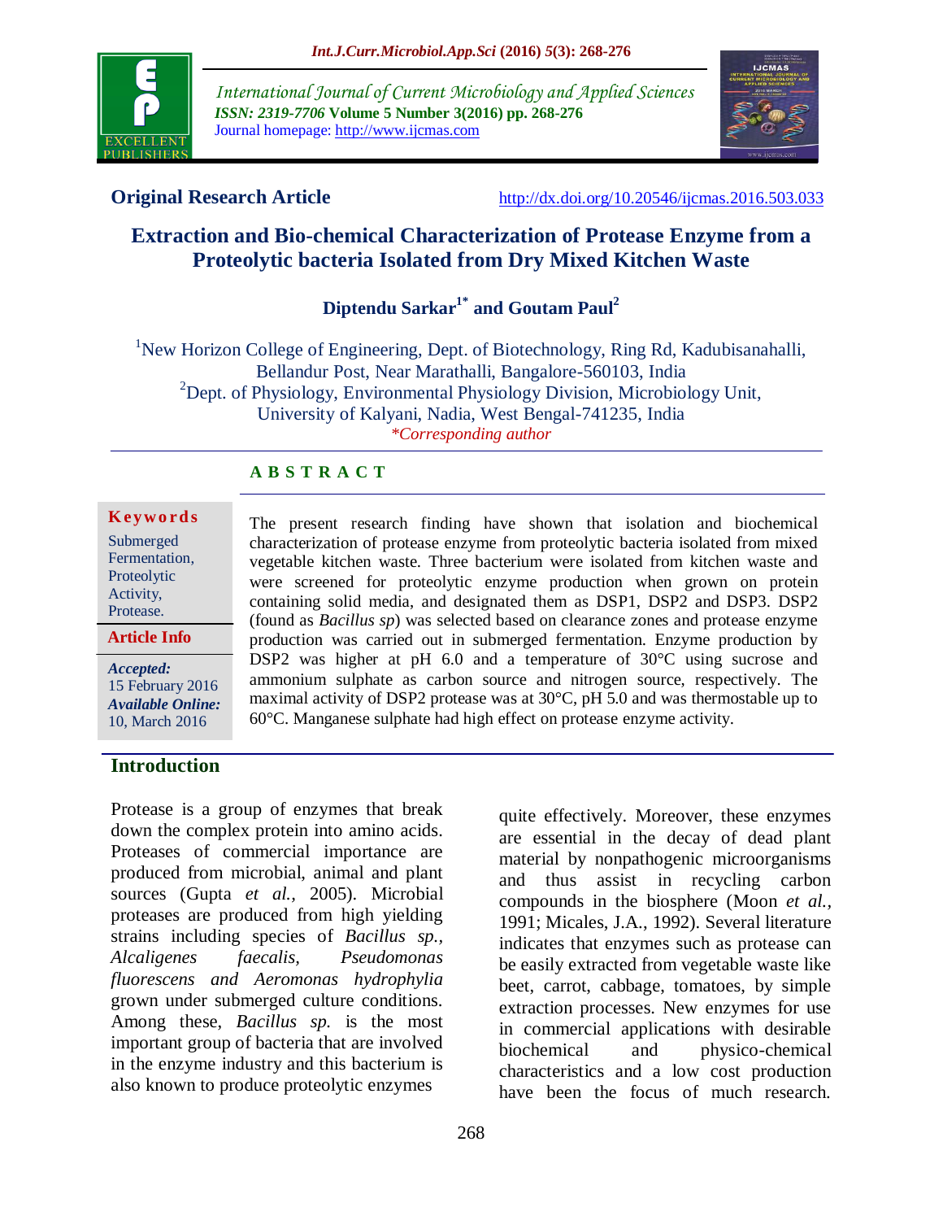Original Research Article

http://dx.doi.org/10.20546/ijcmas.2016.503.033

# Extraction and Bio-chemical Characterization of Protease Enzyme from a Proteolytic bacteria Isolated from Dry Mixed Kitchen Waste

**Diptendu Sarkar[1*] and Goutam Paul[2]**

[1]New Horizon College of Engineering, Dept. of Biotechnology, Ring Rd, Kadubisanahalli, Bellandur Post, Near Marathalli, Bangalore-560103, India
[2]Dept. of Physiology, Environmental Physiology Division, Microbiology Unit, University of Kalyani, Nadia, West Bengal-741235, India
*Corresponding author

## A B S T R A C T

**Keywords**

Submerged Fermentation, Proteolytic Activity, Protease.

**Article Info**

***Accepted:*** 15 February 2016
***Available Online:*** 10, March 2016

The present research finding have shown that isolation and biochemical characterization of protease enzyme from proteolytic bacteria isolated from mixed vegetable kitchen waste. Three bacterium were isolated from kitchen waste and were screened for proteolytic enzyme production when grown on protein containing solid media, and designated them as DSP1, DSP2 and DSP3. DSP2 (found as *Bacillus sp*) was selected based on clearance zones and protease enzyme production was carried out in submerged fermentation. Enzyme production by DSP2 was higher at pH 6.0 and a temperature of 30°C using sucrose and ammonium sulphate as carbon source and nitrogen source, respectively. The maximal activity of DSP2 protease was at 30°C, pH 5.0 and was thermostable up to 60°C. Manganese sulphate had high effect on protease enzyme activity.

## Introduction

Protease is a group of enzymes that break down the complex protein into amino acids. Proteases of commercial importance are produced from microbial, animal and plant sources (Gupta *et al.,* 2005). Microbial proteases are produced from high yielding strains including species of *Bacillus sp., Alcaligenes faecalis, Pseudomonas fluorescens and Aeromonas hydrophylia* grown under submerged culture conditions. Among these, *Bacillus sp.* is the most important group of bacteria that are involved in the enzyme industry and this bacterium is also known to produce proteolytic enzymes quite effectively. Moreover, these enzymes are essential in the decay of dead plant material by nonpathogenic microorganisms and thus assist in recycling carbon compounds in the biosphere (Moon *et al.,* 1991; Micales, J.A., 1992). Several literature indicates that enzymes such as protease can be easily extracted from vegetable waste like beet, carrot, cabbage, tomatoes, by simple extraction processes. New enzymes for use in commercial applications with desirable biochemical and physico-chemical characteristics and a low cost production have been the focus of much research.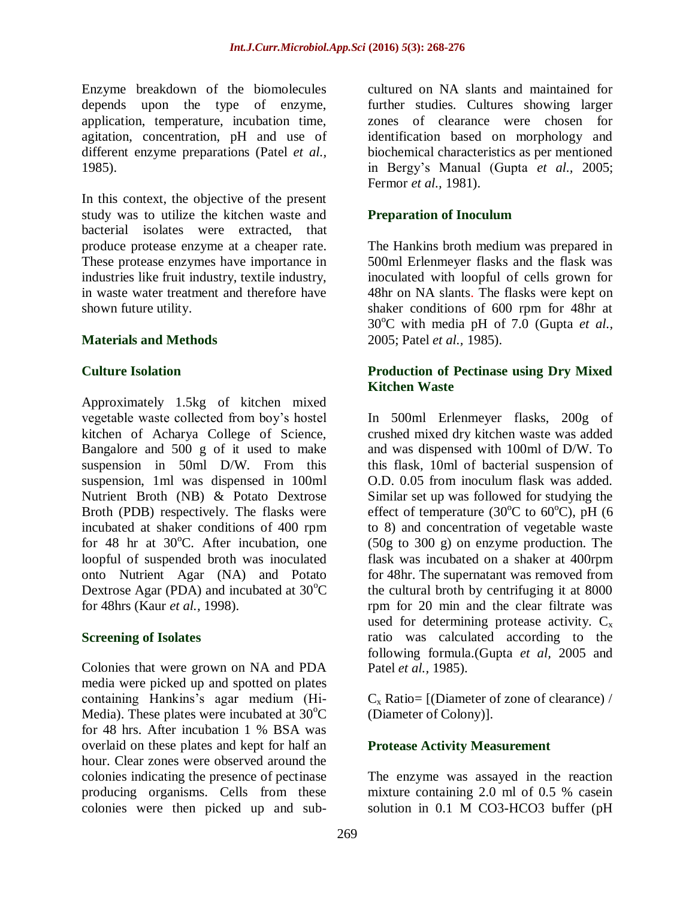Enzyme breakdown of the biomolecules depends upon the type of enzyme, application, temperature, incubation time, agitation, concentration, pH and use of different enzyme preparations (Patel *et al.*, 1985).

In this context, the objective of the present study was to utilize the kitchen waste and bacterial isolates were extracted, that produce protease enzyme at a cheaper rate. These protease enzymes have importance in industries like fruit industry, textile industry, in waste water treatment and therefore have shown future utility.

## Materials and Methods

### Culture Isolation

Approximately 1.5kg of kitchen mixed vegetable waste collected from boy's hostel kitchen of Acharya College of Science, Bangalore and 500 g of it used to make suspension in 50ml D/W. From this suspension, 1ml was dispensed in 100ml Nutrient Broth (NB) & Potato Dextrose Broth (PDB) respectively. The flasks were incubated at shaker conditions of 400 rpm for 48 hr at 30$^o$C. After incubation, one loopful of suspended broth was inoculated onto Nutrient Agar (NA) and Potato Dextrose Agar (PDA) and incubated at 30$^o$C for 48hrs (Kaur *et al.*, 1998).

### Screening of Isolates

Colonies that were grown on NA and PDA media were picked up and spotted on plates containing Hankins's agar medium (Hi-Media). These plates were incubated at 30$^o$C for 48 hrs. After incubation 1 % BSA was overlaid on these plates and kept for half an hour. Clear zones were observed around the colonies indicating the presence of pectinase producing organisms. Cells from these colonies were then picked up and sub-cultured on NA slants and maintained for further studies. Cultures showing larger zones of clearance were chosen for identification based on morphology and biochemical characteristics as per mentioned in Bergy's Manual (Gupta *et al.,* 2005; Fermor *et al.,* 1981).

### Preparation of Inoculum

The Hankins broth medium was prepared in 500ml Erlenmeyer flasks and the flask was inoculated with loopful of cells grown for 48hr on NA slants. The flasks were kept on shaker conditions of 600 rpm for 48hr at 30$^o$C with media pH of 7.0 (Gupta *et al.*, 2005; Patel *et al.*, 1985).

### Production of Pectinase using Dry Mixed Kitchen Waste

In 500ml Erlenmeyer flasks, 200g of crushed mixed dry kitchen waste was added and was dispensed with 100ml of D/W. To this flask, 10ml of bacterial suspension of O.D. 0.05 from inoculum flask was added. Similar set up was followed for studying the effect of temperature (30$^o$C to 60$^o$C), pH (6 to 8) and concentration of vegetable waste (50g to 300 g) on enzyme production. The flask was incubated on a shaker at 400rpm for 48hr. The supernatant was removed from the cultural broth by centrifuging it at 8000 rpm for 20 min and the clear filtrate was used for determining protease activity. $C_x$ ratio was calculated according to the following formula.(Gupta *et al,* 2005 and Patel *et al.*, 1985).

$C_x$ Ratio= [(Diameter of zone of clearance) / (Diameter of Colony)].

### Protease Activity Measurement

The enzyme was assayed in the reaction mixture containing 2.0 ml of 0.5 % casein solution in 0.1 M CO3-HCO3 buffer (pH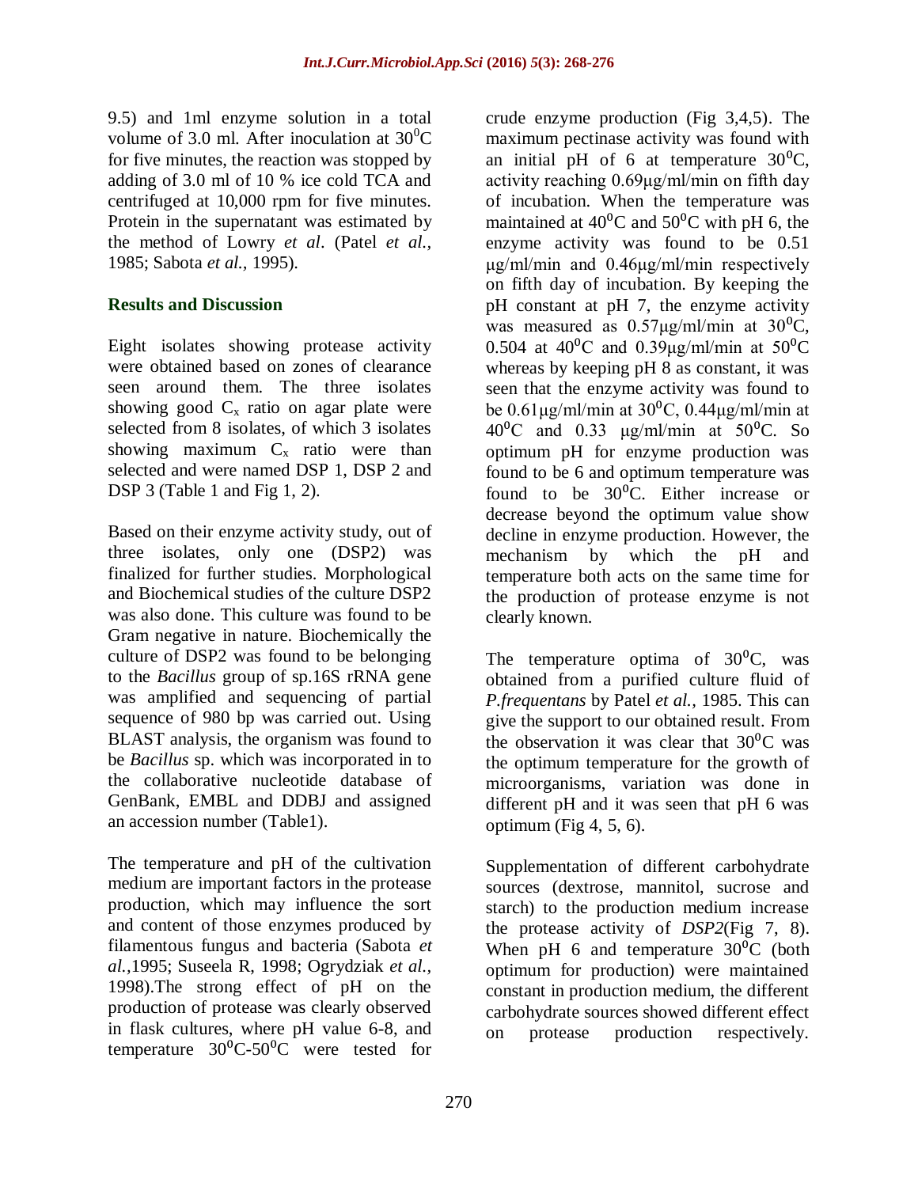9.5) and 1ml enzyme solution in a total volume of 3.0 ml. After inoculation at 30$^0$C for five minutes, the reaction was stopped by adding of 3.0 ml of 10 % ice cold TCA and centrifuged at 10,000 rpm for five minutes. Protein in the supernatant was estimated by the method of Lowry *et al*. (Patel *et al.,* 1985; Sabota *et al.,* 1995).

## Results and Discussion

Eight isolates showing protease activity were obtained based on zones of clearance seen around them. The three isolates showing good $C_x$ ratio on agar plate were selected from 8 isolates, of which 3 isolates showing maximum $C_x$ ratio were than selected and were named DSP 1, DSP 2 and DSP 3 (Table 1 and Fig 1, 2).

Based on their enzyme activity study, out of three isolates, only one (DSP2) was finalized for further studies. Morphological and Biochemical studies of the culture DSP2 was also done. This culture was found to be Gram negative in nature. Biochemically the culture of DSP2 was found to be belonging to the *Bacillus* group of sp.16S rRNA gene was amplified and sequencing of partial sequence of 980 bp was carried out. Using BLAST analysis, the organism was found to be *Bacillus* sp. which was incorporated in to the collaborative nucleotide database of GenBank, EMBL and DDBJ and assigned an accession number (Table1).

The temperature and pH of the cultivation medium are important factors in the protease production, which may influence the sort and content of those enzymes produced by filamentous fungus and bacteria (Sabota *et al.,*1995; Suseela R, 1998; Ogrydziak *et al.,* 1998).The strong effect of pH on the production of protease was clearly observed in flask cultures, where pH value 6-8, and temperature 30$^0$C-50$^0$C were tested for crude enzyme production (Fig 3,4,5). The maximum pectinase activity was found with an initial pH of 6 at temperature 30$^0$C, activity reaching 0.69μg/ml/min on fifth day of incubation. When the temperature was maintained at 40$^0$C and 50$^0$C with pH 6, the enzyme activity was found to be 0.51 μg/ml/min and 0.46μg/ml/min respectively on fifth day of incubation. By keeping the pH constant at pH 7, the enzyme activity was measured as 0.57μg/ml/min at 30$^0$C, 0.504 at 40$^0$C and 0.39μg/ml/min at 50$^0$C whereas by keeping pH 8 as constant, it was seen that the enzyme activity was found to be 0.61μg/ml/min at 30$^0$C, 0.44μg/ml/min at 40$^0$C and 0.33 μg/ml/min at 50$^0$C. So optimum pH for enzyme production was found to be 6 and optimum temperature was found to be 30$^0$C. Either increase or decrease beyond the optimum value show decline in enzyme production. However, the mechanism by which the pH and temperature both acts on the same time for the production of protease enzyme is not clearly known.

The temperature optima of 30$^0$C, was obtained from a purified culture fluid of *P.frequentans* by Patel *et al.*, 1985. This can give the support to our obtained result. From the observation it was clear that 30$^0$C was the optimum temperature for the growth of microorganisms, variation was done in different pH and it was seen that pH 6 was optimum (Fig 4, 5, 6).

Supplementation of different carbohydrate sources (dextrose, mannitol, sucrose and starch) to the production medium increase the protease activity of *DSP2*(Fig 7, 8). When pH 6 and temperature 30$^0$C (both optimum for production) were maintained constant in production medium, the different carbohydrate sources showed different effect on protease production respectively.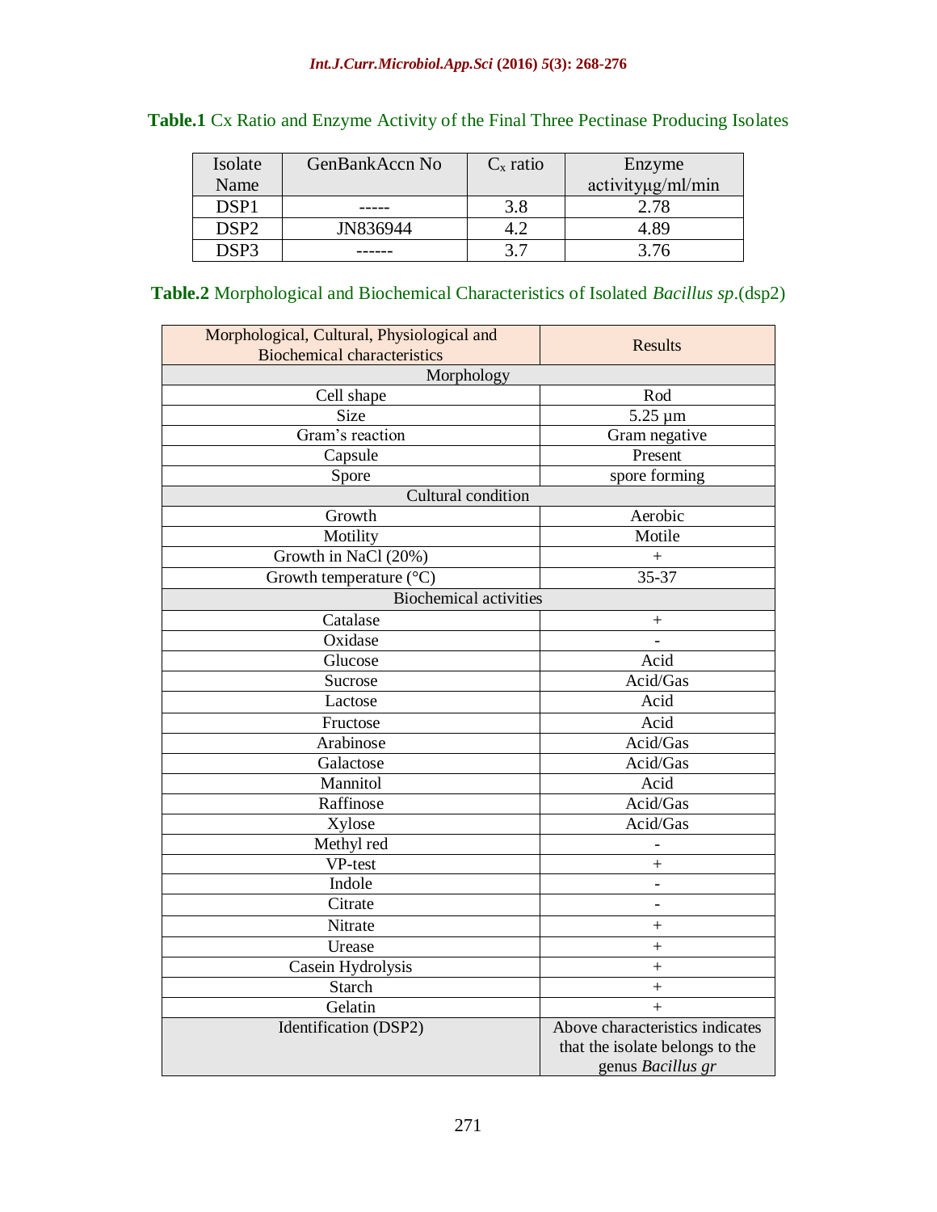**Table.1** Cx Ratio and Enzyme Activity of the Final Three Pectinase Producing Isolates

| Isolate Name | GenBankAccn No | $C_x$ ratio | Enzyme activityµg/ml/min |
|---|---|---|---|
| DSP1 | ----- | 3.8 | 2.78 |
| DSP2 | JN836944 | 4.2 | 4.89 |
| DSP3 | ------ | 3.7 | 3.76 |

**Table.2** Morphological and Biochemical Characteristics of Isolated *Bacillus sp*.(dsp2)

| Morphological, Cultural, Physiological and Biochemical characteristics | Results |
|---|---|
| Morphology | |
| Cell shape | Rod |
| Size | 5.25 µm |
| Gram's reaction | Gram negative |
| Capsule | Present |
| Spore | spore forming |
| Cultural condition | |
| Growth | Aerobic |
| Motility | Motile |
| Growth in NaCl (20%) | + |
| Growth temperature (°C) | 35-37 |
| Biochemical activities | |
| Catalase | + |
| Oxidase | - |
| Glucose | Acid |
| Sucrose | Acid/Gas |
| Lactose | Acid |
| Fructose | Acid |
| Arabinose | Acid/Gas |
| Galactose | Acid/Gas |
| Mannitol | Acid |
| Raffinose | Acid/Gas |
| Xylose | Acid/Gas |
| Methyl red | - |
| VP-test | + |
| Indole | - |
| Citrate | - |
| Nitrate | + |
| Urease | + |
| Casein Hydrolysis | + |
| Starch | + |
| Gelatin | + |
| Identification (DSP2) | Above characteristics indicates that the isolate belongs to the genus *Bacillus gr* |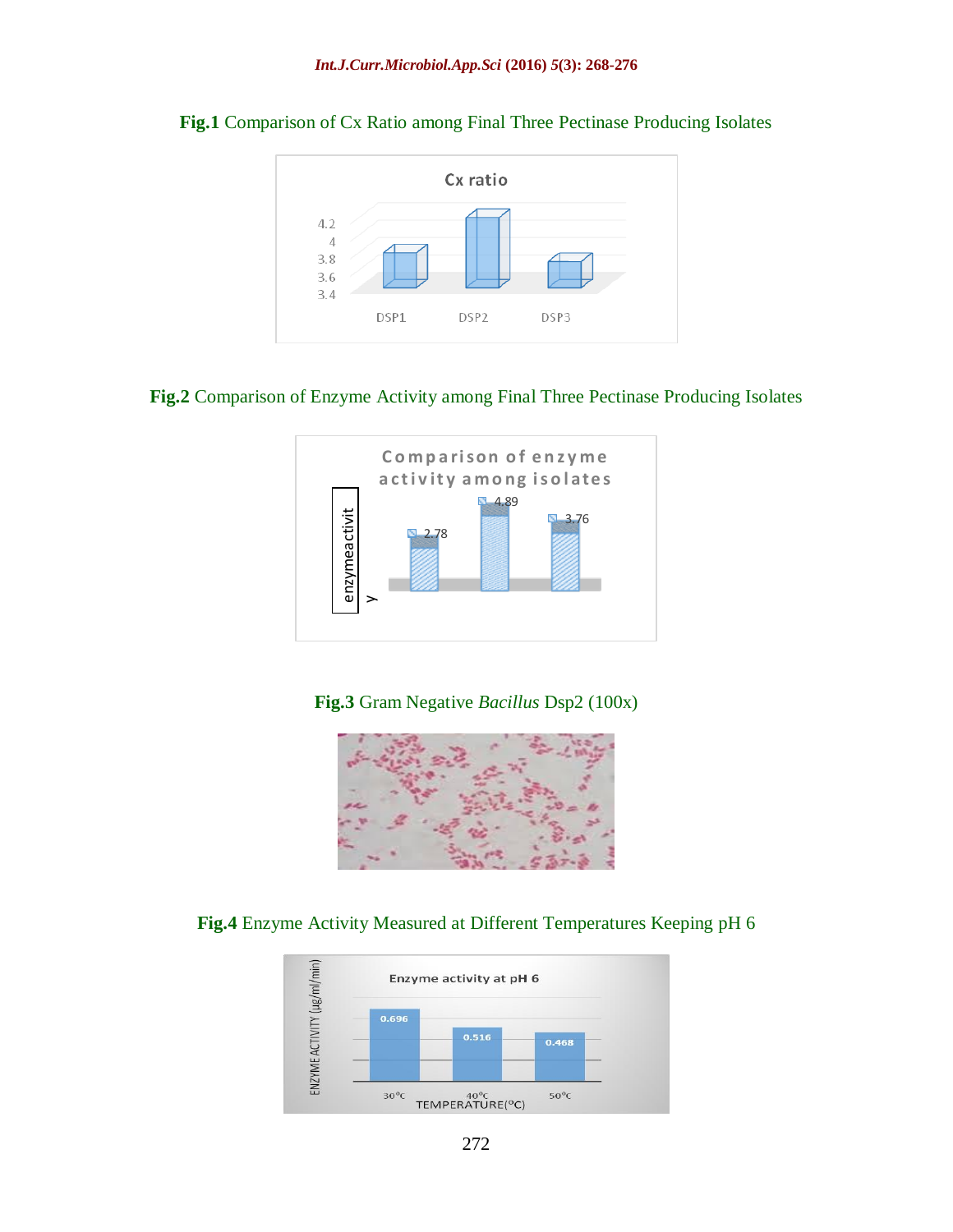**Fig.1** Comparison of Cx Ratio among Final Three Pectinase Producing Isolates

**Fig.2** Comparison of Enzyme Activity among Final Three Pectinase Producing Isolates

**Fig.3** Gram Negative *Bacillus* Dsp2 (100x)

**Fig.4** Enzyme Activity Measured at Different Temperatures Keeping pH 6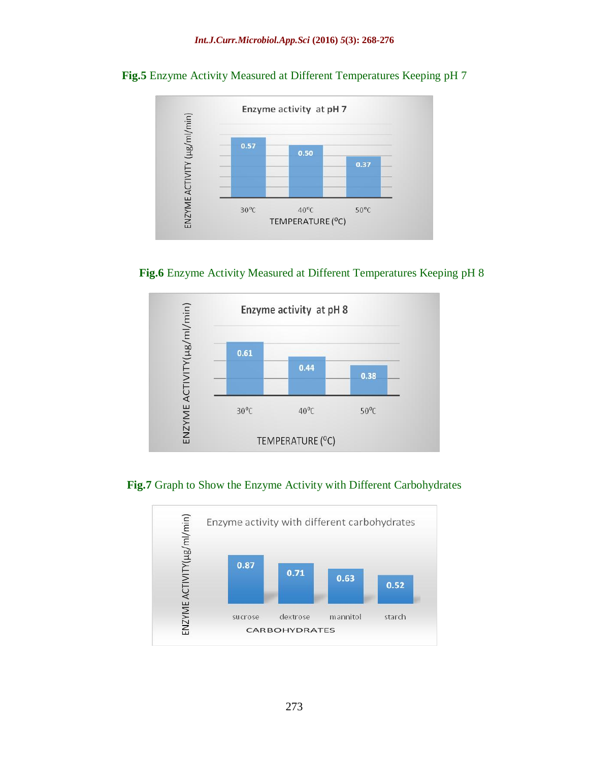**Fig.5** Enzyme Activity Measured at Different Temperatures Keeping pH 7

**Fig.6** Enzyme Activity Measured at Different Temperatures Keeping pH 8

**Fig.7** Graph to Show the Enzyme Activity with Different Carbohydrates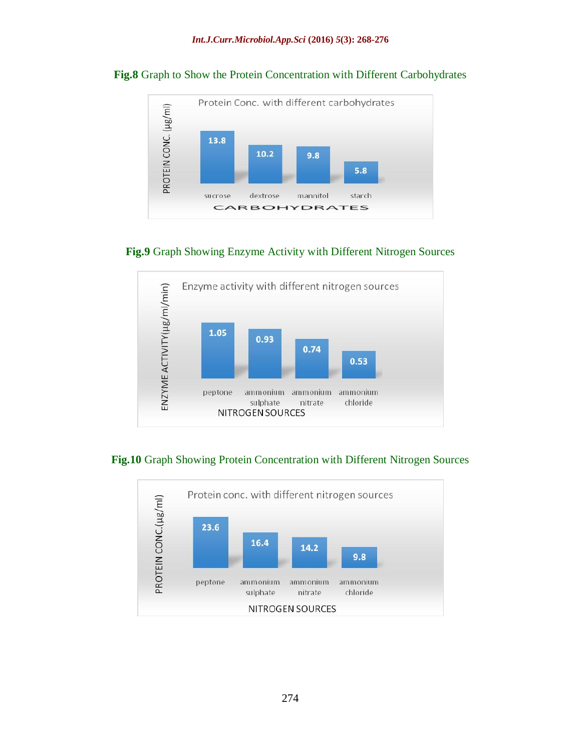**Fig.8** Graph to Show the Protein Concentration with Different Carbohydrates

| Carbohydrates | Protein Conc. (µg/ml) |
|---|---|
| sucrose | 13.8 |
| dextrose | 10.2 |
| mannitol | 9.8 |
| starch | 5.8 |

**Fig.9** Graph Showing Enzyme Activity with Different Nitrogen Sources

| Nitrogen Sources | Enzyme Activity (µg/ml/min) |
|---|---|
| peptone | 1.05 |
| ammonium sulphate | 0.93 |
| ammonium nitrate | 0.74 |
| ammonium chloride | 0.53 |

**Fig.10** Graph Showing Protein Concentration with Different Nitrogen Sources

| Nitrogen Sources | Protein Conc. (µg/ml) |
|---|---|
| peptone | 23.6 |
| ammonium sulphate | 16.4 |
| ammonium nitrate | 14.2 |
| ammonium chloride | 9.8 |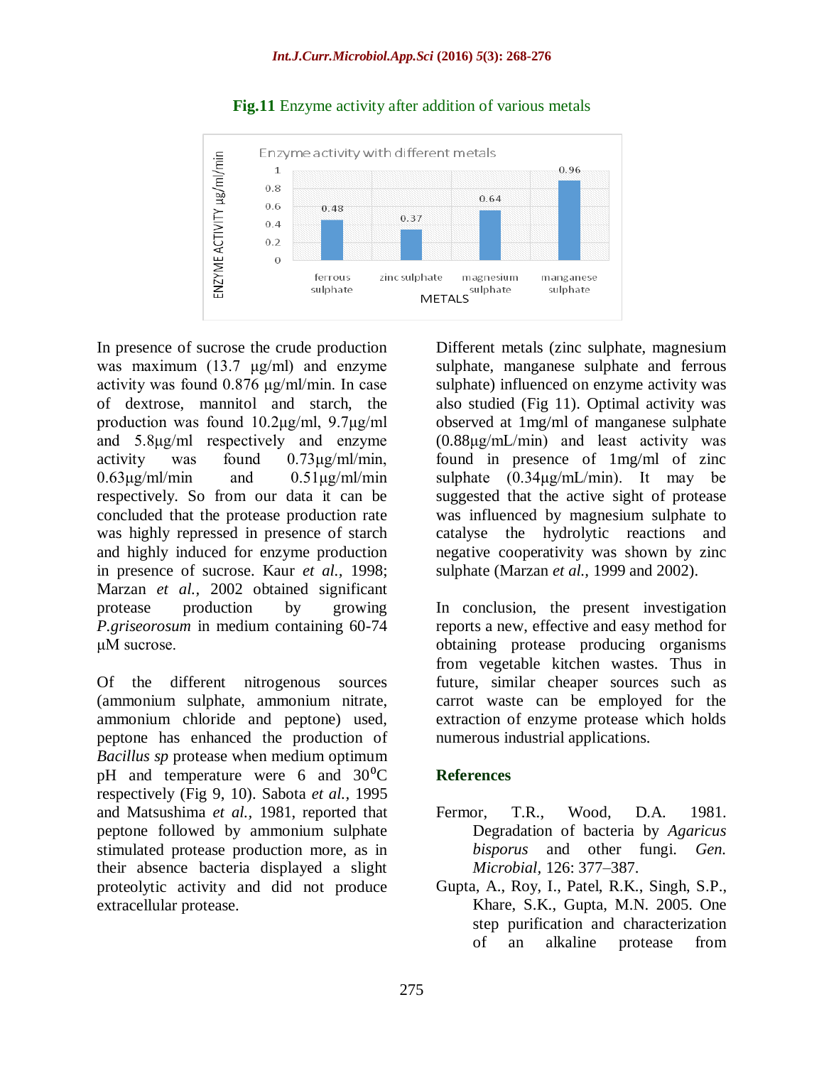**Fig.11** Enzyme activity after addition of various metals

In presence of sucrose the crude production was maximum (13.7 µg/ml) and enzyme activity was found 0.876 µg/ml/min. In case of dextrose, mannitol and starch, the production was found 10.2µg/ml, 9.7µg/ml and 5.8µg/ml respectively and enzyme activity was found 0.73µg/ml/min, 0.63µg/ml/min and 0.51µg/ml/min respectively. So from our data it can be concluded that the protease production rate was highly repressed in presence of starch and highly induced for enzyme production in presence of sucrose. Kaur *et al.*, 1998; Marzan *et al.*, 2002 obtained significant protease production by growing *P.griseorosum* in medium containing 60-74 µM sucrose.

Of the different nitrogenous sources (ammonium sulphate, ammonium nitrate, ammonium chloride and peptone) used, peptone has enhanced the production of *Bacillus sp* protease when medium optimum pH and temperature were 6 and $30^0$C respectively (Fig 9, 10). Sabota *et al.*, 1995 and Matsushima *et al.*, 1981, reported that peptone followed by ammonium sulphate stimulated protease production more, as in their absence bacteria displayed a slight proteolytic activity and did not produce extracellular protease.

Different metals (zinc sulphate, magnesium sulphate, manganese sulphate and ferrous sulphate) influenced on enzyme activity was also studied (Fig 11). Optimal activity was observed at 1mg/ml of manganese sulphate (0.88µg/mL/min) and least activity was found in presence of 1mg/ml of zinc sulphate (0.34µg/mL/min). It may be suggested that the active sight of protease was influenced by magnesium sulphate to catalyse the hydrolytic reactions and negative cooperativity was shown by zinc sulphate (Marzan *et al.*, 1999 and 2002).

In conclusion, the present investigation reports a new, effective and easy method for obtaining protease producing organisms from vegetable kitchen wastes. Thus in future, similar cheaper sources such as carrot waste can be employed for the extraction of enzyme protease which holds numerous industrial applications.

## References

Fermor, T.R., Wood, D.A. 1981. Degradation of bacteria by *Agaricus bisporus* and other fungi. *Gen. Microbial,* 126: 377–387.

Gupta, A., Roy, I., Patel, R.K., Singh, S.P., Khare, S.K., Gupta, M.N. 2005. One step purification and characterization of an alkaline protease from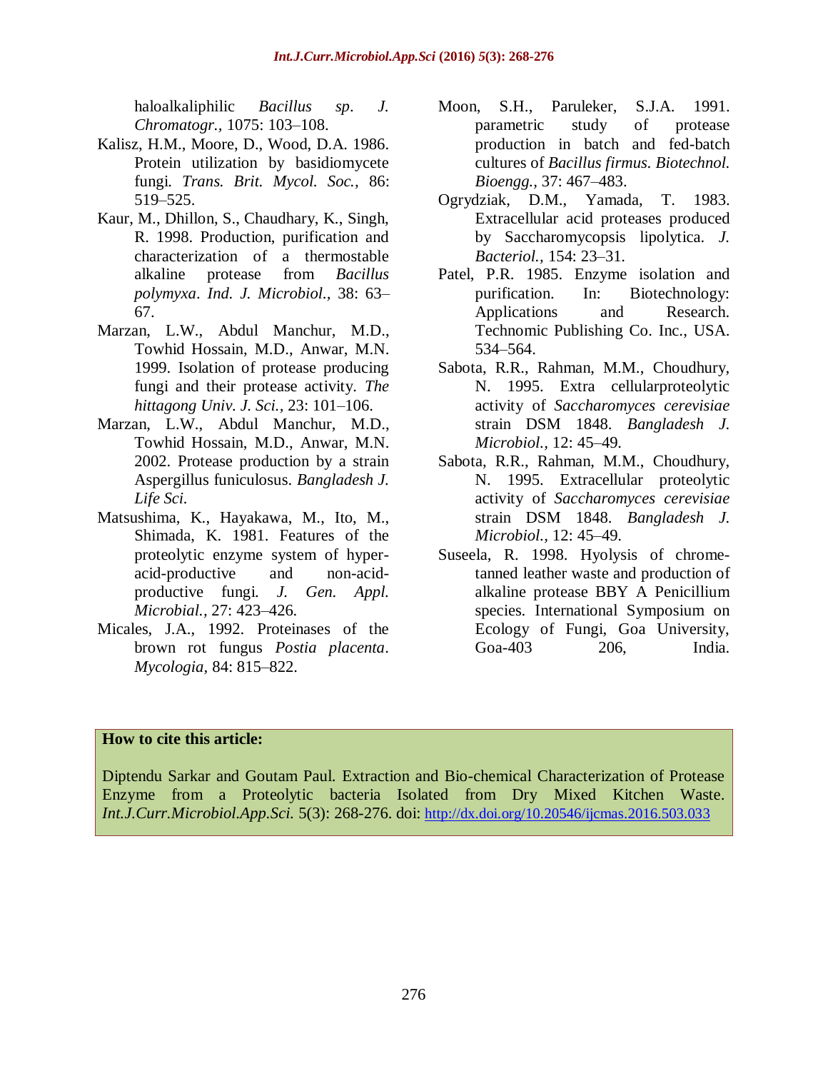haloalkaliphilic *Bacillus sp*. *J. Chromatogr.,* 1075: 103–108.

Kalisz, H.M., Moore, D., Wood, D.A. 1986. Protein utilization by basidiomycete fungi. *Trans. Brit. Mycol. Soc.,* 86: 519–525.

Kaur, M., Dhillon, S., Chaudhary, K., Singh, R. 1998. Production, purification and characterization of a thermostable alkaline protease from *Bacillus polymyxa*. *Ind. J. Microbiol.,* 38: 63–67.

Marzan, L.W., Abdul Manchur, M.D., Towhid Hossain, M.D., Anwar, M.N. 1999. Isolation of protease producing fungi and their protease activity. *The hittagong Univ. J. Sci.,* 23: 101–106.

Marzan, L.W., Abdul Manchur, M.D., Towhid Hossain, M.D., Anwar, M.N. 2002. Protease production by a strain Aspergillus funiculosus. *Bangladesh J. Life Sci.*

Matsushima, K., Hayakawa, M., Ito, M., Shimada, K. 1981. Features of the proteolytic enzyme system of hyper-acid-productive and non-acid-productive fungi. *J. Gen. Appl. Microbial.,* 27: 423–426.

Micales, J.A., 1992. Proteinases of the brown rot fungus *Postia placenta*. *Mycologia,* 84: 815–822.

Moon, S.H., Paruleker, S.J.A. 1991. parametric study of protease production in batch and fed-batch cultures of *Bacillus firmus. Biotechnol. Bioengg.,* 37: 467–483.

Ogrydziak, D.M., Yamada, T. 1983. Extracellular acid proteases produced by Saccharomycopsis lipolytica. *J. Bacteriol.,* 154: 23–31.

Patel, P.R. 1985. Enzyme isolation and purification. In: Biotechnology: Applications and Research. Technomic Publishing Co. Inc., USA. 534–564.

Sabota, R.R., Rahman, M.M., Choudhury, N. 1995. Extra cellularproteolytic activity of *Saccharomyces cerevisiae* strain DSM 1848. *Bangladesh J. Microbiol.,* 12: 45–49.

Sabota, R.R., Rahman, M.M., Choudhury, N. 1995. Extracellular proteolytic activity of *Saccharomyces cerevisiae* strain DSM 1848. *Bangladesh J. Microbiol.,* 12: 45–49.

Suseela, R. 1998. Hyolysis of chrome-tanned leather waste and production of alkaline protease BBY A Penicillium species. International Symposium on Ecology of Fungi, Goa University, Goa-403 206, India.

**How to cite this article:**

Diptendu Sarkar and Goutam Paul. Extraction and Bio-chemical Characterization of Protease Enzyme from a Proteolytic bacteria Isolated from Dry Mixed Kitchen Waste. *Int.J.Curr.Microbiol.App.Sci.* 5(3): 268-276. doi: http://dx.doi.org/10.20546/ijcmas.2016.503.033